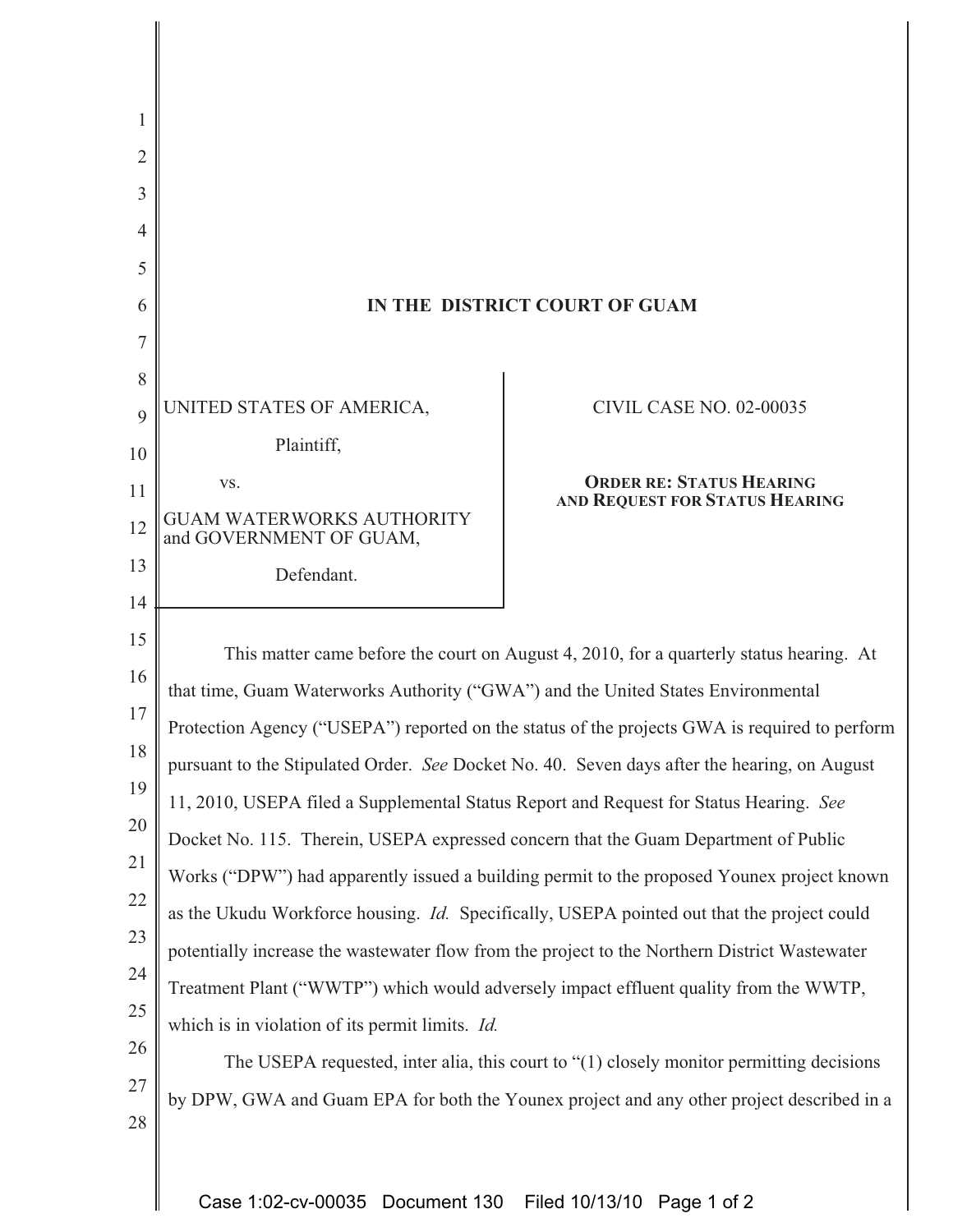**IN THE DISTRICT COURT OF GUAM**

| | |
|---|---|
| UNITED STATES OF AMERICA,<br><br>Plaintiff,<br><br>vs.<br><br>GUAM WATERWORKS AUTHORITY and GOVERNMENT OF GUAM,<br><br>Defendant. | CIVIL CASE NO. 02-00035<br><br>**ORDER RE: STATUS HEARING AND REQUEST FOR STATUS HEARING** |

This matter came before the court on August 4, 2010, for a quarterly status hearing. At that time, Guam Waterworks Authority ("GWA") and the United States Environmental Protection Agency ("USEPA") reported on the status of the projects GWA is required to perform pursuant to the Stipulated Order. *See* Docket No. 40. Seven days after the hearing, on August 11, 2010, USEPA filed a Supplemental Status Report and Request for Status Hearing. *See* Docket No. 115. Therein, USEPA expressed concern that the Guam Department of Public Works ("DPW") had apparently issued a building permit to the proposed Younex project known as the Ukudu Workforce housing. *Id.* Specifically, USEPA pointed out that the project could potentially increase the wastewater flow from the project to the Northern District Wastewater Treatment Plant ("WWTP") which would adversely impact effluent quality from the WWTP, which is in violation of its permit limits. *Id.*

The USEPA requested, inter alia, this court to "(1) closely monitor permitting decisions by DPW, GWA and Guam EPA for both the Younex project and any other project described in a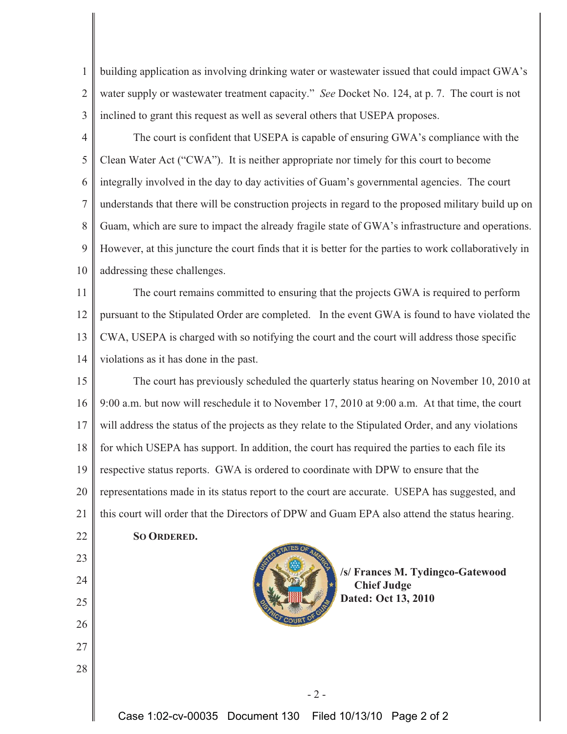building application as involving drinking water or wastewater issued that could impact GWA's water supply or wastewater treatment capacity." *See* Docket No. 124, at p. 7. The court is not inclined to grant this request as well as several others that USEPA proposes.

The court is confident that USEPA is capable of ensuring GWA's compliance with the Clean Water Act ("CWA"). It is neither appropriate nor timely for this court to become integrally involved in the day to day activities of Guam's governmental agencies. The court understands that there will be construction projects in regard to the proposed military build up on Guam, which are sure to impact the already fragile state of GWA's infrastructure and operations. However, at this juncture the court finds that it is better for the parties to work collaboratively in addressing these challenges.

The court remains committed to ensuring that the projects GWA is required to perform pursuant to the Stipulated Order are completed. In the event GWA is found to have violated the CWA, USEPA is charged with so notifying the court and the court will address those specific violations as it has done in the past.

The court has previously scheduled the quarterly status hearing on November 10, 2010 at 9:00 a.m. but now will reschedule it to November 17, 2010 at 9:00 a.m. At that time, the court will address the status of the projects as they relate to the Stipulated Order, and any violations for which USEPA has support. In addition, the court has required the parties to each file its respective status reports. GWA is ordered to coordinate with DPW to ensure that the representations made in its status report to the court are accurate. USEPA has suggested, and this court will order that the Directors of DPW and Guam EPA also attend the status hearing.

**SO ORDERED.**

**/s/ Frances M. Tydingco-Gatewood**
**Chief Judge**
**Dated: Oct 13, 2010**